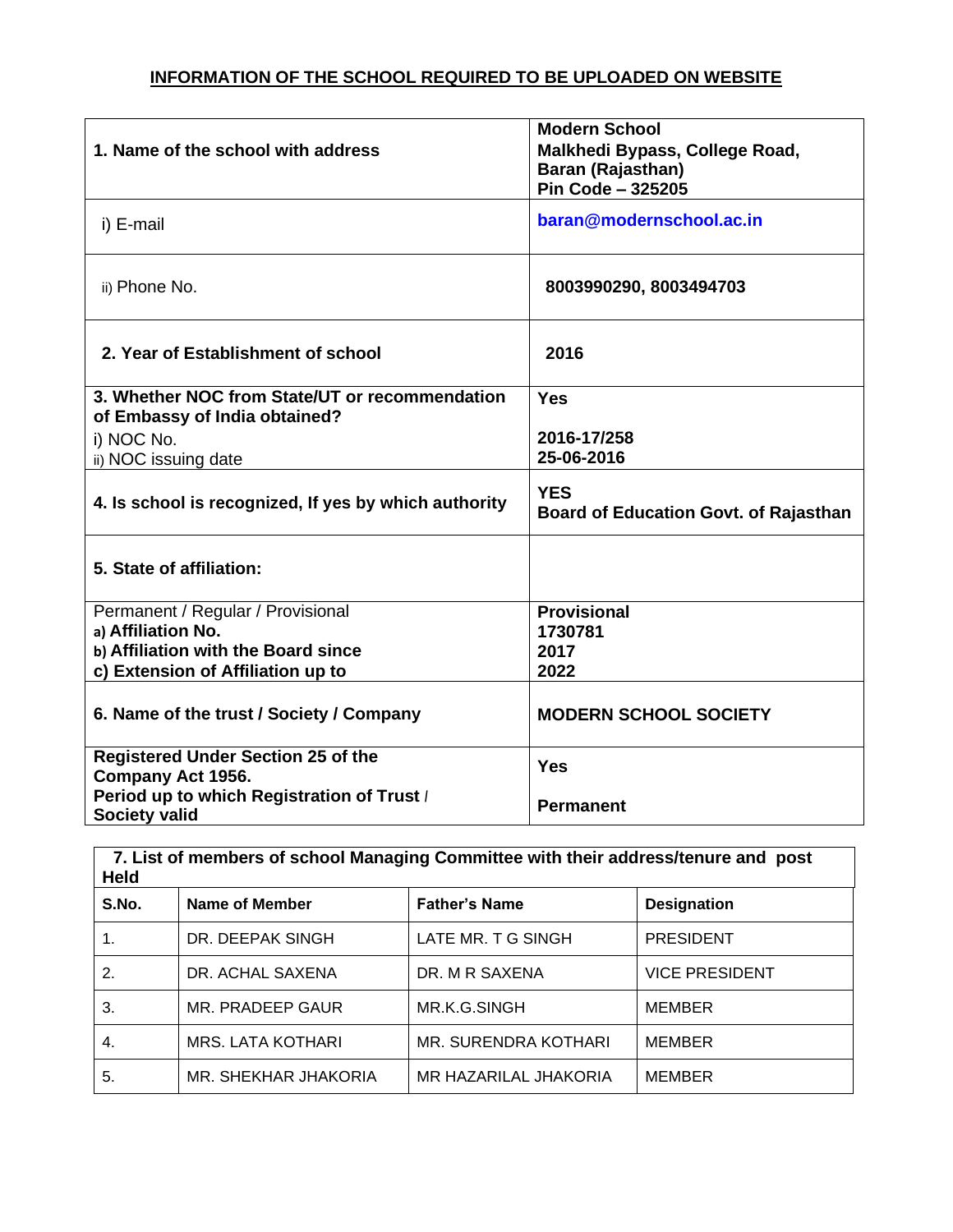## INFORMATION OF THE SCHOOL REQUIRED TO BE UPLOADED ON WEBSITE

| | |
|---|---|
| **1. Name of the school with address** | **Modern School**<br>**Malkhedi Bypass, College Road,**<br>**Baran (Rajasthan)**<br>**Pin Code – 325205** |
| i) E-mail | **baran@modernschool.ac.in** |
| ii) Phone No. | **8003990290, 8003494703** |
| **2. Year of Establishment of school** | **2016** |
| **3. Whether NOC from State/UT or recommendation of Embassy of India obtained?**<br>i) NOC No.<br>ii) NOC issuing date | **Yes**<br><br>**2016-17/258**<br>**25-06-2016** |
| **4. Is school is recognized, If yes by which authority** | **YES**<br>**Board of Education Govt. of Rajasthan** |
| **5. State of affiliation:** | |
| Permanent / Regular / Provisional<br>a) **Affiliation No.**<br>b) **Affiliation with the Board since**<br>**c) Extension of Affiliation up to** | **Provisional**<br>**1730781**<br>**2017**<br>**2022** |
| **6. Name of the trust / Society / Company** | **MODERN SCHOOL SOCIETY** |
| **Registered Under Section 25 of the Company Act 1956.**<br>**Period up to which Registration of Trust / Society valid** | **Yes**<br><br>**Permanent** |

**7. List of members of school Managing Committee with their address/tenure and post Held**

| S.No. | Name of Member | Father's Name | Designation |
|---|---|---|---|
| 1. | DR. DEEPAK SINGH | LATE MR. T G SINGH | PRESIDENT |
| 2. | DR. ACHAL SAXENA | DR. M R SAXENA | VICE PRESIDENT |
| 3. | MR. PRADEEP GAUR | MR.K.G.SINGH | MEMBER |
| 4. | MRS. LATA KOTHARI | MR. SURENDRA KOTHARI | MEMBER |
| 5. | MR. SHEKHAR JHAKORIA | MR HAZARILAL JHAKORIA | MEMBER |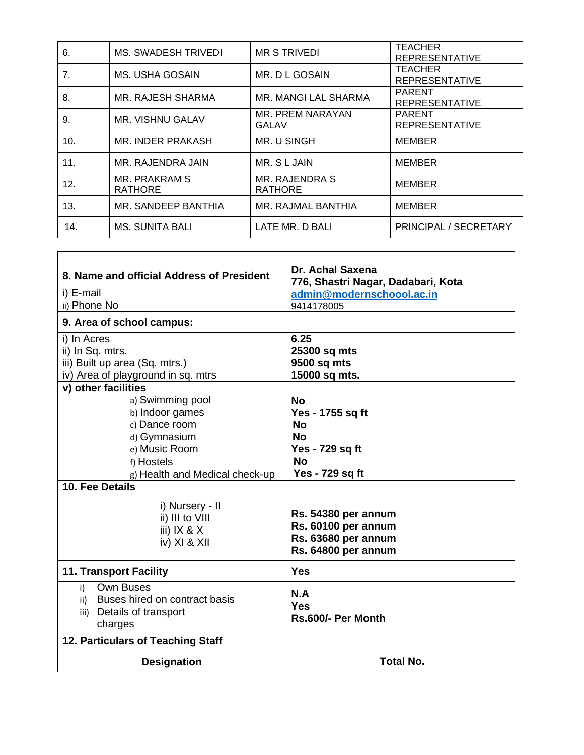| | | | |
|---|---|---|---|
| 6. | MS. SWADESH TRIVEDI | MR S TRIVEDI | TEACHER REPRESENTATIVE |
| 7. | MS. USHA GOSAIN | MR. D L GOSAIN | TEACHER REPRESENTATIVE |
| 8. | MR. RAJESH SHARMA | MR. MANGI LAL SHARMA | PARENT REPRESENTATIVE |
| 9. | MR. VISHNU GALAV | MR. PREM NARAYAN GALAV | PARENT REPRESENTATIVE |
| 10. | MR. INDER PRAKASH | MR. U SINGH | MEMBER |
| 11. | MR. RAJENDRA JAIN | MR. S L JAIN | MEMBER |
| 12. | MR. PRAKRAM S RATHORE | MR. RAJENDRA S RATHORE | MEMBER |
| 13. | MR. SANDEEP BANTHIA | MR. RAJMAL BANTHIA | MEMBER |
| 14. | MS. SUNITA BALI | LATE MR. D BALI | PRINCIPAL / SECRETARY |

| | |
|---|---|
| **8. Name and official Address of President** | **Dr. Achal Saxena**<br>**776, Shastri Nagar, Dadabari, Kota** |
| i) E-mail<br>ii) Phone No | **admin@modernschoool.ac.in**<br>9414178005 |
| **9. Area of school campus:** | |
| i) In Acres<br>ii) In Sq. mtrs.<br>iii) Built up area (Sq. mtrs.)<br>iv) Area of playground in sq. mtrs | **6.25**<br>**25300 sq mts**<br>**9500 sq mts**<br>**15000 sq mts.** |
| **v) other facilities**<br>a) Swimming pool<br>b) Indoor games<br>c) Dance room<br>d) Gymnasium<br>e) Music Room<br>f) Hostels<br>g) Health and Medical check-up | <br>**No**<br>**Yes - 1755 sq ft**<br>**No**<br>**No**<br>**Yes - 729 sq ft**<br>**No**<br>**Yes - 729 sq ft** |
| **10. Fee Details**<br>i) Nursery - II<br>ii) III to VIII<br>iii) IX & X<br>iv) XI & XII | <br>**Rs. 54380 per annum**<br>**Rs. 60100 per annum**<br>**Rs. 63680 per annum**<br>**Rs. 64800 per annum** |
| **11. Transport Facility** | **Yes** |
| i) Own Buses<br>ii) Buses hired on contract basis<br>iii) Details of transport charges | **N.A**<br>**Yes**<br>**Rs.600/- Per Month** |
| **12. Particulars of Teaching Staff** | |
| **Designation** | **Total No.** |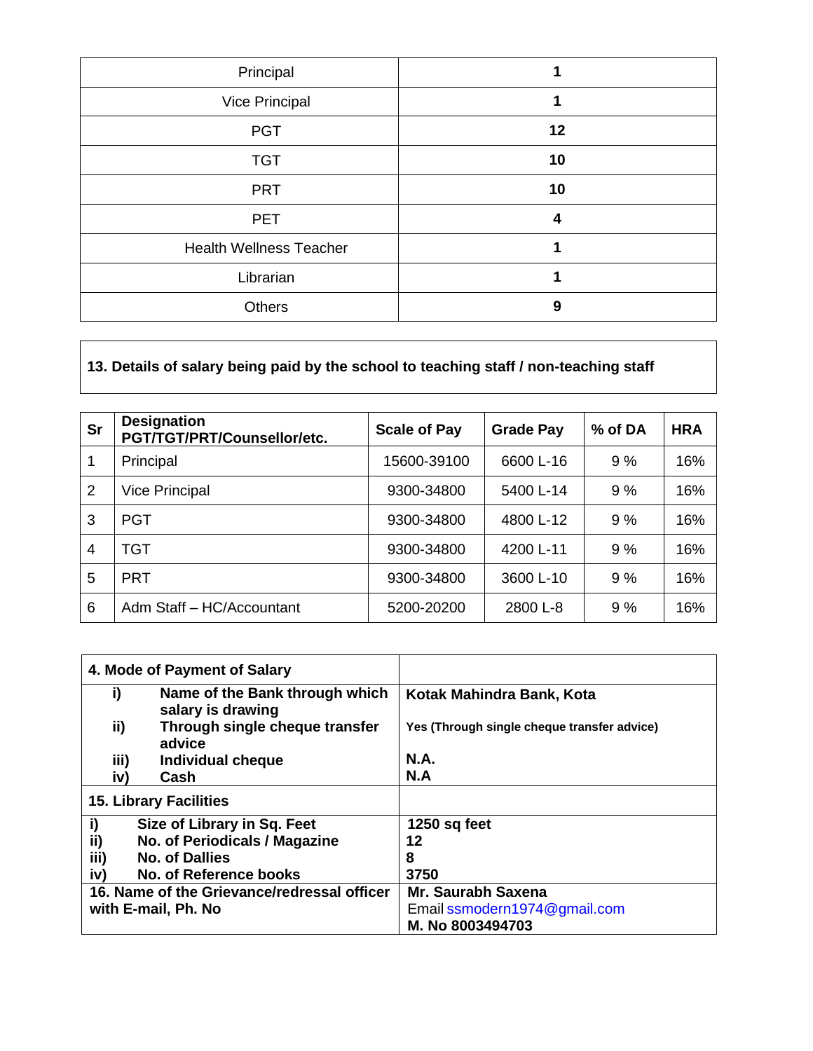| | |
|---|---|
| Principal | **1** |
| Vice Principal | **1** |
| PGT | **12** |
| TGT | **10** |
| PRT | **10** |
| PET | **4** |
| Health Wellness Teacher | **1** |
| Librarian | **1** |
| Others | **9** |

**13. Details of salary being paid by the school to teaching staff / non-teaching staff**

| Sr | Designation PGT/TGT/PRT/Counsellor/etc. | Scale of Pay | Grade Pay | % of DA | HRA |
|---|---|---|---|---|---|
| 1 | Principal | 15600-39100 | 6600 L-16 | 9 % | 16% |
| 2 | Vice Principal | 9300-34800 | 5400 L-14 | 9 % | 16% |
| 3 | PGT | 9300-34800 | 4800 L-12 | 9 % | 16% |
| 4 | TGT | 9300-34800 | 4200 L-11 | 9 % | 16% |
| 5 | PRT | 9300-34800 | 3600 L-10 | 9 % | 16% |
| 6 | Adm Staff – HC/Accountant | 5200-20200 | 2800 L-8 | 9 % | 16% |

| | |
|---|---|
| **4. Mode of Payment of Salary** | |
| **i) Name of the Bank through which salary is drawing** | **Kotak Mahindra Bank, Kota** |
| **ii) Through single cheque transfer advice** | **Yes (Through single cheque transfer advice)** |
| **iii) Individual cheque** | **N.A.** |
| **iv) Cash** | **N.A** |
| **15. Library Facilities** | |
| **i) Size of Library in Sq. Feet** | **1250 sq feet** |
| **ii) No. of Periodicals / Magazine** | **12** |
| **iii) No. of Dallies** | **8** |
| **iv) No. of Reference books** | **3750** |
| **16. Name of the Grievance/redressal officer with E-mail, Ph. No** | **Mr. Saurabh Saxena** Email ssmodern1974@gmail.com **M. No 8003494703** |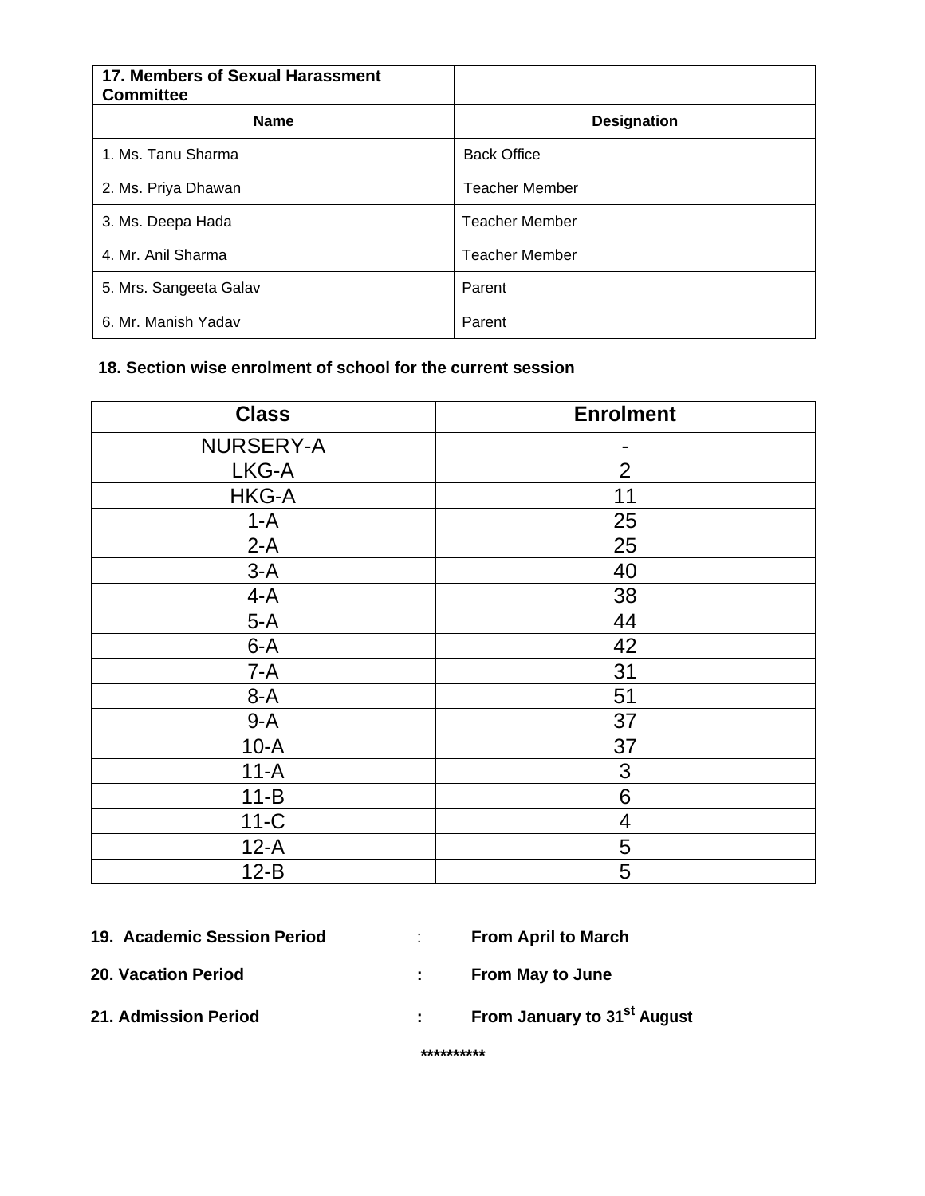| **17. Members of Sexual Harassment Committee** | |
|---|---|
| **Name** | **Designation** |
| 1. Ms. Tanu Sharma | Back Office |
| 2. Ms. Priya Dhawan | Teacher Member |
| 3. Ms. Deepa Hada | Teacher Member |
| 4. Mr. Anil Sharma | Teacher Member |
| 5. Mrs. Sangeeta Galav | Parent |
| 6. Mr. Manish Yadav | Parent |

**18. Section wise enrolment of school for the current session**

| Class | Enrolment |
|---|---|
| NURSERY-A | - |
| LKG-A | 2 |
| HKG-A | 11 |
| 1-A | 25 |
| 2-A | 25 |
| 3-A | 40 |
| 4-A | 38 |
| 5-A | 44 |
| 6-A | 42 |
| 7-A | 31 |
| 8-A | 51 |
| 9-A | 37 |
| 10-A | 37 |
| 11-A | 3 |
| 11-B | 6 |
| 11-C | 4 |
| 12-A | 5 |
| 12-B | 5 |

**19. Academic Session Period** : **From April to March**

**20. Vacation Period** : **From May to June**

**21. Admission Period** : **From January to 31st August**

**********